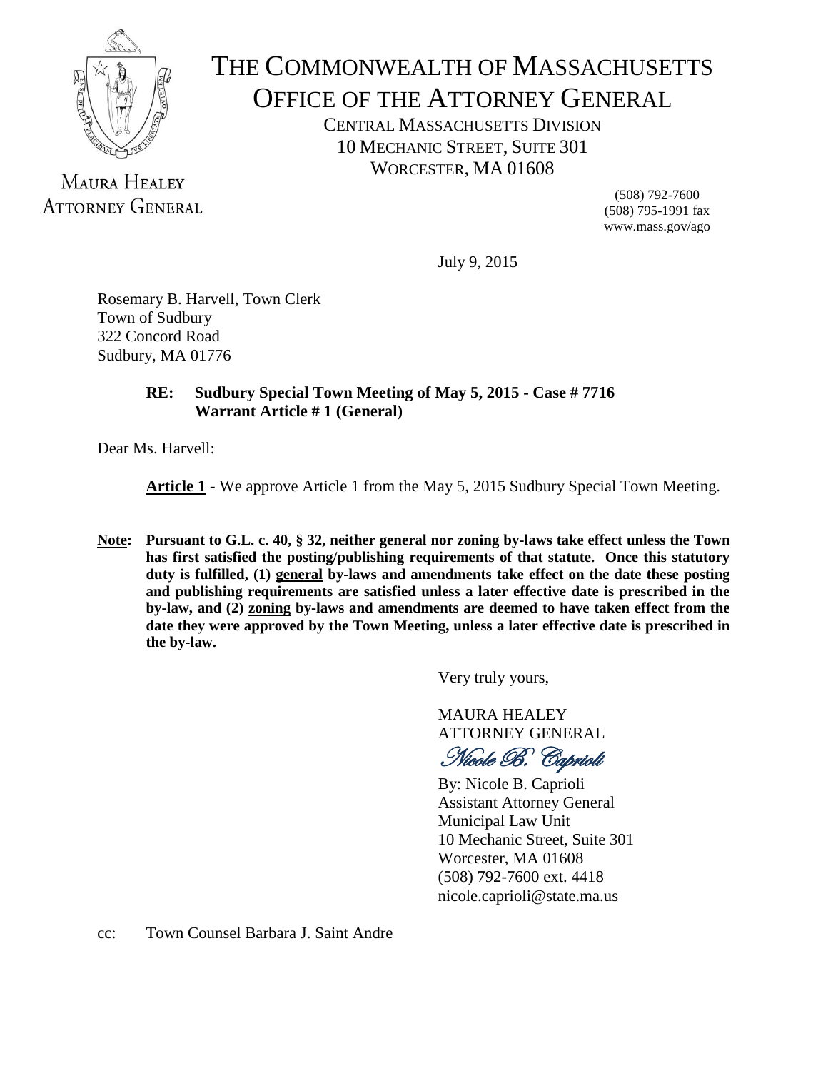MAURA HEALEY
ATTORNEY GENERAL

# THE COMMONWEALTH OF MASSACHUSETTS
## OFFICE OF THE ATTORNEY GENERAL

CENTRAL MASSACHUSETTS DIVISION
10 MECHANIC STREET, SUITE 301
WORCESTER, MA 01608

(508) 792-7600
(508) 795-1991 fax
www.mass.gov/ago

July 9, 2015

Rosemary B. Harvell, Town Clerk
Town of Sudbury
322 Concord Road
Sudbury, MA 01776

**RE: Sudbury Special Town Meeting of May 5, 2015 - Case # 7716**
**Warrant Article # 1 (General)**

Dear Ms. Harvell:

**Article 1** - We approve Article 1 from the May 5, 2015 Sudbury Special Town Meeting.

**Note: Pursuant to G.L. c. 40, § 32, neither general nor zoning by-laws take effect unless the Town has first satisfied the posting/publishing requirements of that statute. Once this statutory duty is fulfilled, (1) general by-laws and amendments take effect on the date these posting and publishing requirements are satisfied unless a later effective date is prescribed in the by-law, and (2) zoning by-laws and amendments are deemed to have taken effect from the date they were approved by the Town Meeting, unless a later effective date is prescribed in the by-law.**

Very truly yours,

MAURA HEALEY
ATTORNEY GENERAL

*Nicole B. Caprioli*

By: Nicole B. Caprioli
Assistant Attorney General
Municipal Law Unit
10 Mechanic Street, Suite 301
Worcester, MA 01608
(508) 792-7600 ext. 4418
nicole.caprioli@state.ma.us

cc: Town Counsel Barbara J. Saint Andre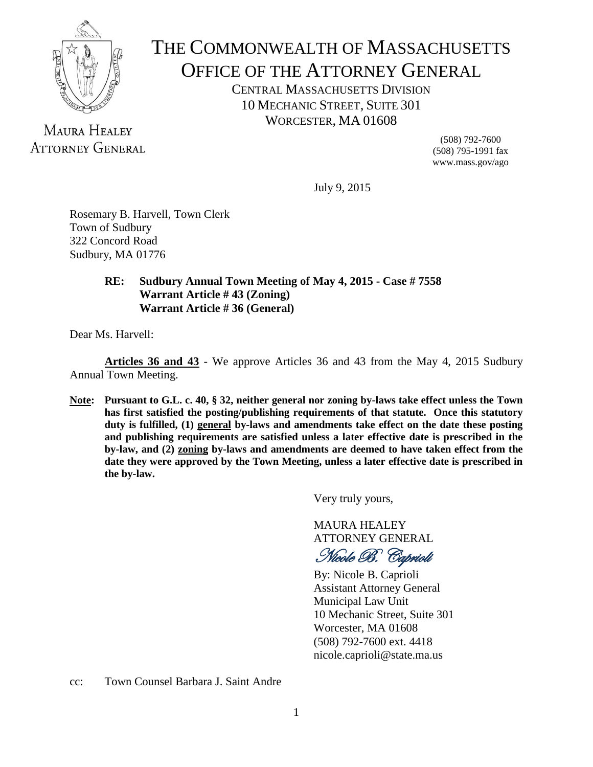# THE COMMONWEALTH OF MASSACHUSETTS
# OFFICE OF THE ATTORNEY GENERAL

CENTRAL MASSACHUSETTS DIVISION
10 MECHANIC STREET, SUITE 301
WORCESTER, MA 01608

MAURA HEALEY
ATTORNEY GENERAL

(508) 792-7600
(508) 795-1991 fax
www.mass.gov/ago

July 9, 2015

Rosemary B. Harvell, Town Clerk
Town of Sudbury
322 Concord Road
Sudbury, MA 01776

**RE: Sudbury Annual Town Meeting of May 4, 2015 - Case # 7558**
**Warrant Article # 43 (Zoning)**
**Warrant Article # 36 (General)**

Dear Ms. Harvell:

**Articles 36 and 43** - We approve Articles 36 and 43 from the May 4, 2015 Sudbury Annual Town Meeting.

**Note: Pursuant to G.L. c. 40, § 32, neither general nor zoning by-laws take effect unless the Town has first satisfied the posting/publishing requirements of that statute. Once this statutory duty is fulfilled, (1) general by-laws and amendments take effect on the date these posting and publishing requirements are satisfied unless a later effective date is prescribed in the by-law, and (2) zoning by-laws and amendments are deemed to have taken effect from the date they were approved by the Town Meeting, unless a later effective date is prescribed in the by-law.**

Very truly yours,

MAURA HEALEY
ATTORNEY GENERAL

*Nicole B. Caprioli*

By: Nicole B. Caprioli
Assistant Attorney General
Municipal Law Unit
10 Mechanic Street, Suite 301
Worcester, MA 01608
(508) 792-7600 ext. 4418
nicole.caprioli@state.ma.us

cc: Town Counsel Barbara J. Saint Andre